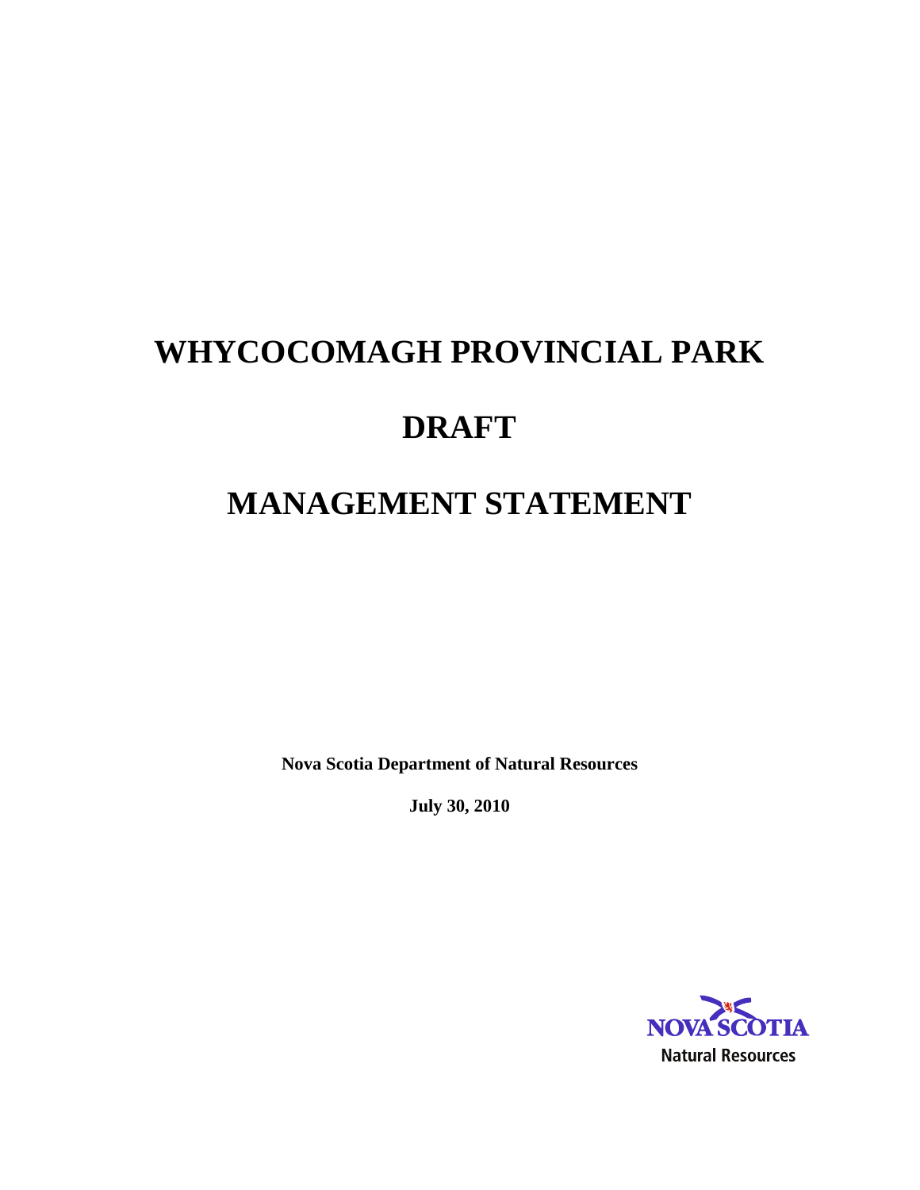# WHYCOCOMAGH PROVINCIAL PARK

# DRAFT

# MANAGEMENT STATEMENT

**Nova Scotia Department of Natural Resources**

**July 30, 2010**

NOVA SCOTIA
Natural Resources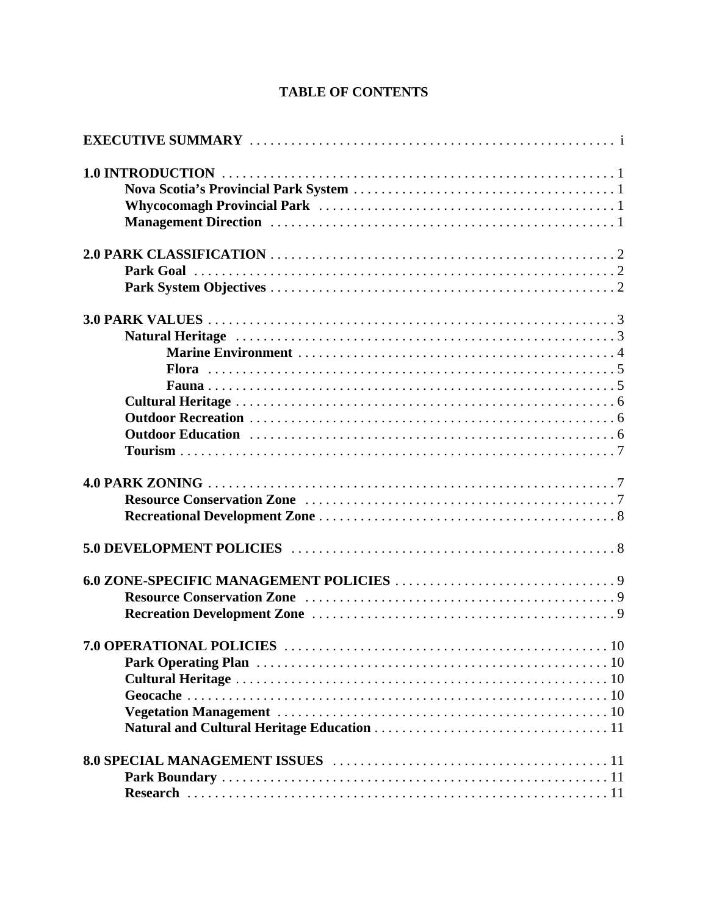# TABLE OF CONTENTS

**EXECUTIVE SUMMARY** . . . . . . . . . . . . . . . . . . . . . . . . . . . . . . . . . . . . . . . . . . . . . . . . i

**1.0 INTRODUCTION** . . . . . . . . . . . . . . . . . . . . . . . . . . . . . . . . . . . . . . . . . . . . . . . . 1
- **Nova Scotia's Provincial Park System** . . . . . . . . . . . . . . . . . . . . . . . . . . . . . . . . 1
- **Whycocomagh Provincial Park** . . . . . . . . . . . . . . . . . . . . . . . . . . . . . . . . . . . . . 1
- **Management Direction** . . . . . . . . . . . . . . . . . . . . . . . . . . . . . . . . . . . . . . . . . . . 1

**2.0 PARK CLASSIFICATION** . . . . . . . . . . . . . . . . . . . . . . . . . . . . . . . . . . . . . . . . . 2
- **Park Goal** . . . . . . . . . . . . . . . . . . . . . . . . . . . . . . . . . . . . . . . . . . . . . . . . . . . 2
- **Park System Objectives** . . . . . . . . . . . . . . . . . . . . . . . . . . . . . . . . . . . . . . . . . . 2

**3.0 PARK VALUES** . . . . . . . . . . . . . . . . . . . . . . . . . . . . . . . . . . . . . . . . . . . . . . . 3
- **Natural Heritage** . . . . . . . . . . . . . . . . . . . . . . . . . . . . . . . . . . . . . . . . . . . . . . . 3
  - **Marine Environment** . . . . . . . . . . . . . . . . . . . . . . . . . . . . . . . . . . . . . . . . 4
  - **Flora** . . . . . . . . . . . . . . . . . . . . . . . . . . . . . . . . . . . . . . . . . . . . . . . . . . . 5
  - **Fauna** . . . . . . . . . . . . . . . . . . . . . . . . . . . . . . . . . . . . . . . . . . . . . . . . . . 5
- **Cultural Heritage** . . . . . . . . . . . . . . . . . . . . . . . . . . . . . . . . . . . . . . . . . . . . . . 6
- **Outdoor Recreation** . . . . . . . . . . . . . . . . . . . . . . . . . . . . . . . . . . . . . . . . . . . . . 6
- **Outdoor Education** . . . . . . . . . . . . . . . . . . . . . . . . . . . . . . . . . . . . . . . . . . . . . 6
- **Tourism** . . . . . . . . . . . . . . . . . . . . . . . . . . . . . . . . . . . . . . . . . . . . . . . . . . . . . 7

**4.0 PARK ZONING** . . . . . . . . . . . . . . . . . . . . . . . . . . . . . . . . . . . . . . . . . . . . . . . 7
- **Resource Conservation Zone** . . . . . . . . . . . . . . . . . . . . . . . . . . . . . . . . . . . . . . 7
- **Recreational Development Zone** . . . . . . . . . . . . . . . . . . . . . . . . . . . . . . . . . . . 8

**5.0 DEVELOPMENT POLICIES** . . . . . . . . . . . . . . . . . . . . . . . . . . . . . . . . . . . . . . . 8

**6.0 ZONE-SPECIFIC MANAGEMENT POLICIES** . . . . . . . . . . . . . . . . . . . . . . . . . . 9
- **Resource Conservation Zone** . . . . . . . . . . . . . . . . . . . . . . . . . . . . . . . . . . . . . . 9
- **Recreation Development Zone** . . . . . . . . . . . . . . . . . . . . . . . . . . . . . . . . . . . . . 9

**7.0 OPERATIONAL POLICIES** . . . . . . . . . . . . . . . . . . . . . . . . . . . . . . . . . . . . . . . 10
- **Park Operating Plan** . . . . . . . . . . . . . . . . . . . . . . . . . . . . . . . . . . . . . . . . . . . . 10
- **Cultural Heritage** . . . . . . . . . . . . . . . . . . . . . . . . . . . . . . . . . . . . . . . . . . . . . . 10
- **Geocache** . . . . . . . . . . . . . . . . . . . . . . . . . . . . . . . . . . . . . . . . . . . . . . . . . . . 10
- **Vegetation Management** . . . . . . . . . . . . . . . . . . . . . . . . . . . . . . . . . . . . . . . . . 10
- **Natural and Cultural Heritage Education** . . . . . . . . . . . . . . . . . . . . . . . . . . . . . 11

**8.0 SPECIAL MANAGEMENT ISSUES** . . . . . . . . . . . . . . . . . . . . . . . . . . . . . . . . . 11
- **Park Boundary** . . . . . . . . . . . . . . . . . . . . . . . . . . . . . . . . . . . . . . . . . . . . . . . . 11
- **Research** . . . . . . . . . . . . . . . . . . . . . . . . . . . . . . . . . . . . . . . . . . . . . . . . . . . . 11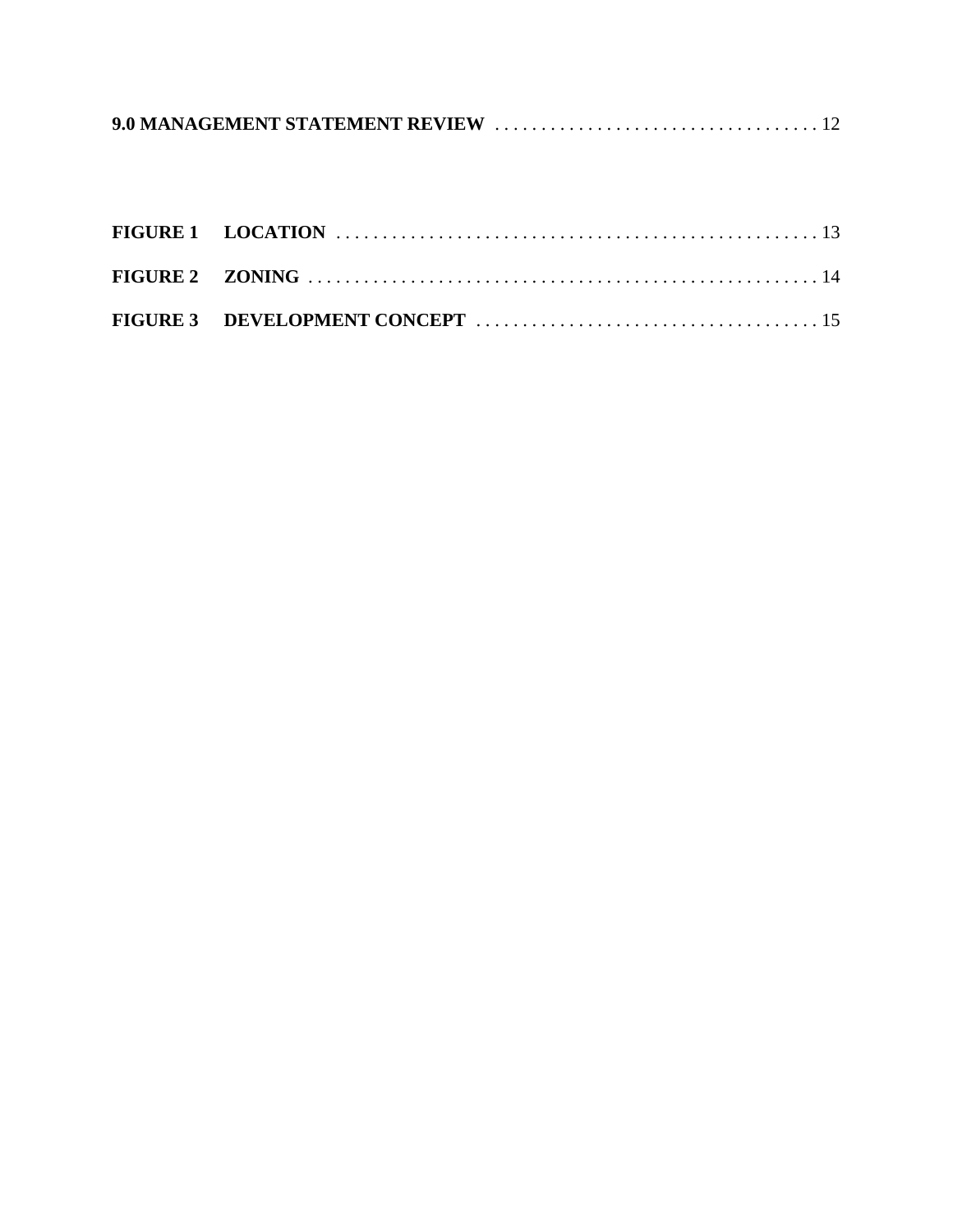**9.0 MANAGEMENT STATEMENT REVIEW** . . . . . . . . . . . . . . . . . . . . . . . . . . . . . . . . . . . 12

**FIGURE 1 LOCATION** . . . . . . . . . . . . . . . . . . . . . . . . . . . . . . . . . . . . . . . . . . . . . . . . . . . . 13

**FIGURE 2 ZONING** . . . . . . . . . . . . . . . . . . . . . . . . . . . . . . . . . . . . . . . . . . . . . . . . . . . . . . . 14

**FIGURE 3 DEVELOPMENT CONCEPT** . . . . . . . . . . . . . . . . . . . . . . . . . . . . . . . . . . . . . 15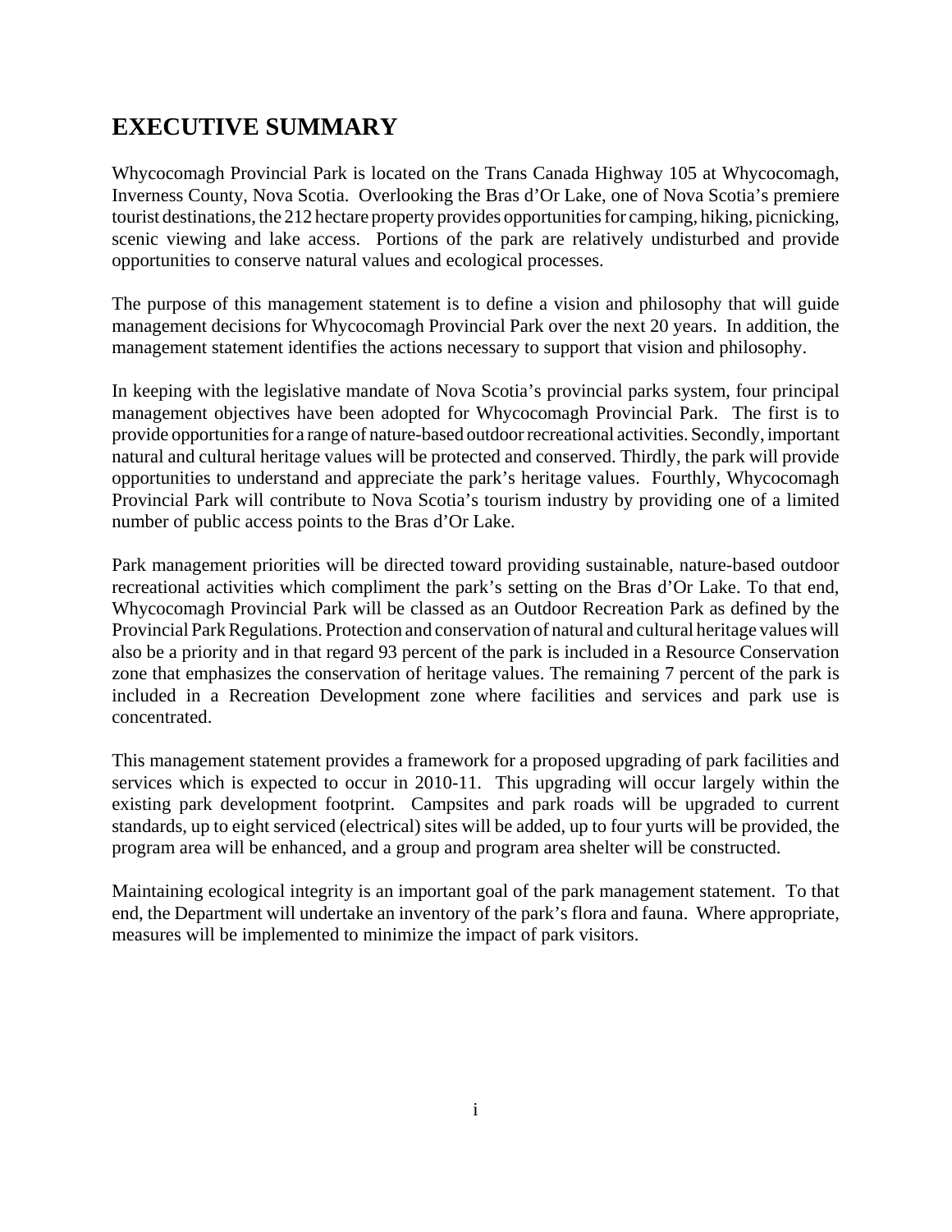# EXECUTIVE SUMMARY

Whycocomagh Provincial Park is located on the Trans Canada Highway 105 at Whycocomagh, Inverness County, Nova Scotia. Overlooking the Bras d'Or Lake, one of Nova Scotia's premiere tourist destinations, the 212 hectare property provides opportunities for camping, hiking, picnicking, scenic viewing and lake access. Portions of the park are relatively undisturbed and provide opportunities to conserve natural values and ecological processes.

The purpose of this management statement is to define a vision and philosophy that will guide management decisions for Whycocomagh Provincial Park over the next 20 years. In addition, the management statement identifies the actions necessary to support that vision and philosophy.

In keeping with the legislative mandate of Nova Scotia's provincial parks system, four principal management objectives have been adopted for Whycocomagh Provincial Park. The first is to provide opportunities for a range of nature-based outdoor recreational activities. Secondly, important natural and cultural heritage values will be protected and conserved. Thirdly, the park will provide opportunities to understand and appreciate the park's heritage values. Fourthly, Whycocomagh Provincial Park will contribute to Nova Scotia's tourism industry by providing one of a limited number of public access points to the Bras d'Or Lake.

Park management priorities will be directed toward providing sustainable, nature-based outdoor recreational activities which compliment the park's setting on the Bras d'Or Lake. To that end, Whycocomagh Provincial Park will be classed as an Outdoor Recreation Park as defined by the Provincial Park Regulations. Protection and conservation of natural and cultural heritage values will also be a priority and in that regard 93 percent of the park is included in a Resource Conservation zone that emphasizes the conservation of heritage values. The remaining 7 percent of the park is included in a Recreation Development zone where facilities and services and park use is concentrated.

This management statement provides a framework for a proposed upgrading of park facilities and services which is expected to occur in 2010-11. This upgrading will occur largely within the existing park development footprint. Campsites and park roads will be upgraded to current standards, up to eight serviced (electrical) sites will be added, up to four yurts will be provided, the program area will be enhanced, and a group and program area shelter will be constructed.

Maintaining ecological integrity is an important goal of the park management statement. To that end, the Department will undertake an inventory of the park's flora and fauna. Where appropriate, measures will be implemented to minimize the impact of park visitors.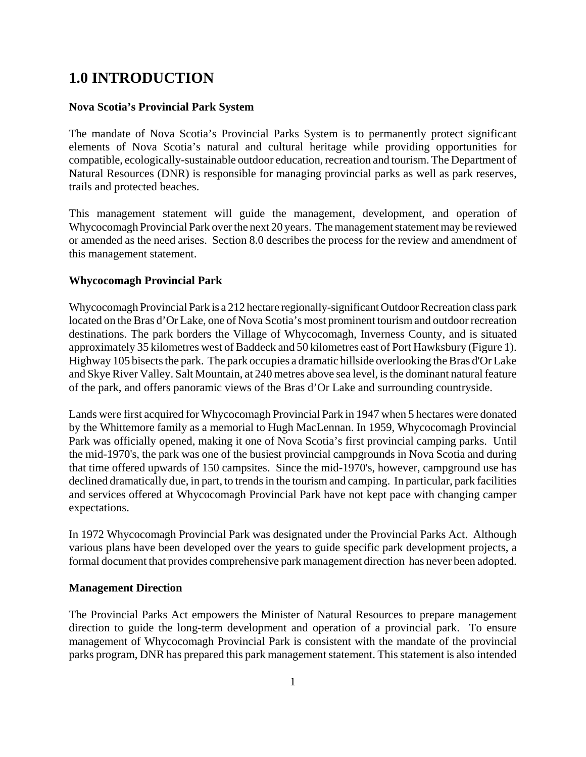# 1.0 INTRODUCTION

**Nova Scotia's Provincial Park System**

The mandate of Nova Scotia's Provincial Parks System is to permanently protect significant elements of Nova Scotia's natural and cultural heritage while providing opportunities for compatible, ecologically-sustainable outdoor education, recreation and tourism. The Department of Natural Resources (DNR) is responsible for managing provincial parks as well as park reserves, trails and protected beaches.

This management statement will guide the management, development, and operation of Whycocomagh Provincial Park over the next 20 years. The management statement may be reviewed or amended as the need arises. Section 8.0 describes the process for the review and amendment of this management statement.

**Whycocomagh Provincial Park**

Whycocomagh Provincial Park is a 212 hectare regionally-significant Outdoor Recreation class park located on the Bras d'Or Lake, one of Nova Scotia's most prominent tourism and outdoor recreation destinations. The park borders the Village of Whycocomagh, Inverness County, and is situated approximately 35 kilometres west of Baddeck and 50 kilometres east of Port Hawksbury (Figure 1). Highway 105 bisects the park. The park occupies a dramatic hillside overlooking the Bras d'Or Lake and Skye River Valley. Salt Mountain, at 240 metres above sea level, is the dominant natural feature of the park, and offers panoramic views of the Bras d'Or Lake and surrounding countryside.

Lands were first acquired for Whycocomagh Provincial Park in 1947 when 5 hectares were donated by the Whittemore family as a memorial to Hugh MacLennan. In 1959, Whycocomagh Provincial Park was officially opened, making it one of Nova Scotia's first provincial camping parks. Until the mid-1970's, the park was one of the busiest provincial campgrounds in Nova Scotia and during that time offered upwards of 150 campsites. Since the mid-1970's, however, campground use has declined dramatically due, in part, to trends in the tourism and camping. In particular, park facilities and services offered at Whycocomagh Provincial Park have not kept pace with changing camper expectations.

In 1972 Whycocomagh Provincial Park was designated under the Provincial Parks Act. Although various plans have been developed over the years to guide specific park development projects, a formal document that provides comprehensive park management direction has never been adopted.

**Management Direction**

The Provincial Parks Act empowers the Minister of Natural Resources to prepare management direction to guide the long-term development and operation of a provincial park. To ensure management of Whycocomagh Provincial Park is consistent with the mandate of the provincial parks program, DNR has prepared this park management statement. This statement is also intended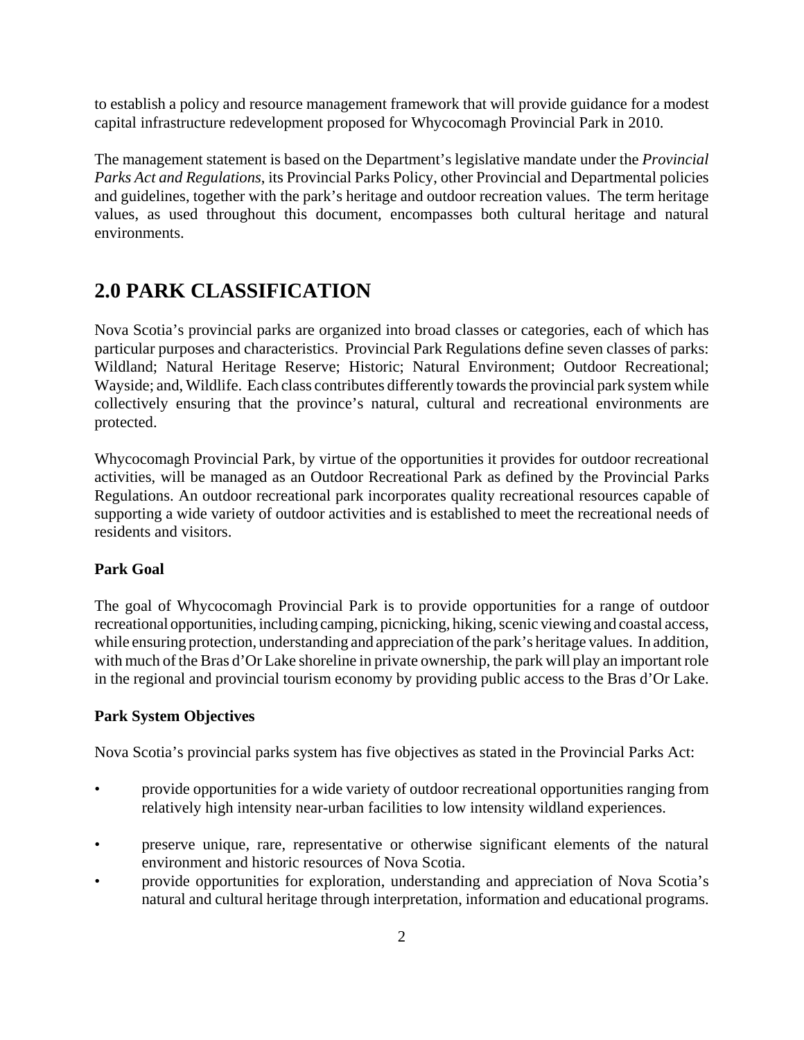to establish a policy and resource management framework that will provide guidance for a modest capital infrastructure redevelopment proposed for Whycocomagh Provincial Park in 2010.

The management statement is based on the Department's legislative mandate under the *Provincial Parks Act and Regulations*, its Provincial Parks Policy, other Provincial and Departmental policies and guidelines, together with the park's heritage and outdoor recreation values. The term heritage values, as used throughout this document, encompasses both cultural heritage and natural environments.

# 2.0 PARK CLASSIFICATION

Nova Scotia's provincial parks are organized into broad classes or categories, each of which has particular purposes and characteristics. Provincial Park Regulations define seven classes of parks: Wildland; Natural Heritage Reserve; Historic; Natural Environment; Outdoor Recreational; Wayside; and, Wildlife. Each class contributes differently towards the provincial park system while collectively ensuring that the province's natural, cultural and recreational environments are protected.

Whycocomagh Provincial Park, by virtue of the opportunities it provides for outdoor recreational activities, will be managed as an Outdoor Recreational Park as defined by the Provincial Parks Regulations. An outdoor recreational park incorporates quality recreational resources capable of supporting a wide variety of outdoor activities and is established to meet the recreational needs of residents and visitors.

**Park Goal**

The goal of Whycocomagh Provincial Park is to provide opportunities for a range of outdoor recreational opportunities, including camping, picnicking, hiking, scenic viewing and coastal access, while ensuring protection, understanding and appreciation of the park's heritage values. In addition, with much of the Bras d'Or Lake shoreline in private ownership, the park will play an important role in the regional and provincial tourism economy by providing public access to the Bras d'Or Lake.

**Park System Objectives**

Nova Scotia's provincial parks system has five objectives as stated in the Provincial Parks Act:

- provide opportunities for a wide variety of outdoor recreational opportunities ranging from relatively high intensity near-urban facilities to low intensity wildland experiences.
- preserve unique, rare, representative or otherwise significant elements of the natural environment and historic resources of Nova Scotia.
- provide opportunities for exploration, understanding and appreciation of Nova Scotia's natural and cultural heritage through interpretation, information and educational programs.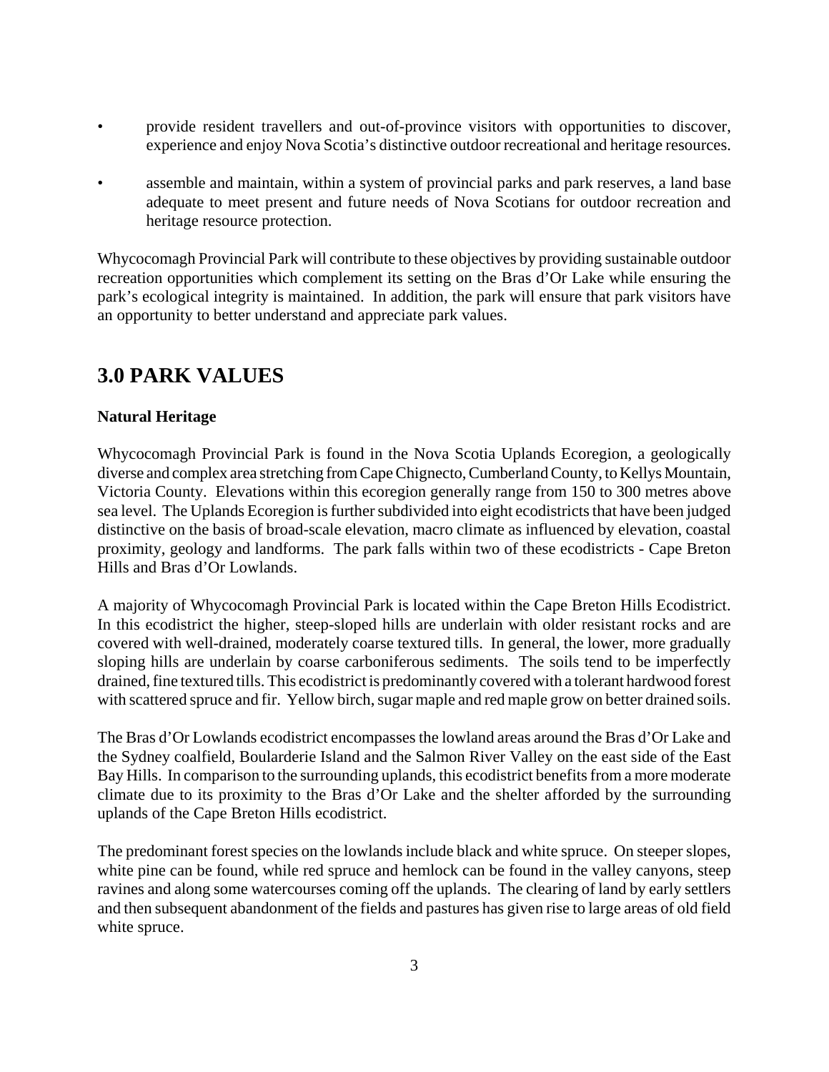- provide resident travellers and out-of-province visitors with opportunities to discover, experience and enjoy Nova Scotia's distinctive outdoor recreational and heritage resources.

- assemble and maintain, within a system of provincial parks and park reserves, a land base adequate to meet present and future needs of Nova Scotians for outdoor recreation and heritage resource protection.

Whycocomagh Provincial Park will contribute to these objectives by providing sustainable outdoor recreation opportunities which complement its setting on the Bras d'Or Lake while ensuring the park's ecological integrity is maintained. In addition, the park will ensure that park visitors have an opportunity to better understand and appreciate park values.

## 3.0 PARK VALUES

**Natural Heritage**

Whycocomagh Provincial Park is found in the Nova Scotia Uplands Ecoregion, a geologically diverse and complex area stretching from Cape Chignecto, Cumberland County, to Kellys Mountain, Victoria County. Elevations within this ecoregion generally range from 150 to 300 metres above sea level. The Uplands Ecoregion is further subdivided into eight ecodistricts that have been judged distinctive on the basis of broad-scale elevation, macro climate as influenced by elevation, coastal proximity, geology and landforms. The park falls within two of these ecodistricts - Cape Breton Hills and Bras d'Or Lowlands.

A majority of Whycocomagh Provincial Park is located within the Cape Breton Hills Ecodistrict. In this ecodistrict the higher, steep-sloped hills are underlain with older resistant rocks and are covered with well-drained, moderately coarse textured tills. In general, the lower, more gradually sloping hills are underlain by coarse carboniferous sediments. The soils tend to be imperfectly drained, fine textured tills. This ecodistrict is predominantly covered with a tolerant hardwood forest with scattered spruce and fir. Yellow birch, sugar maple and red maple grow on better drained soils.

The Bras d'Or Lowlands ecodistrict encompasses the lowland areas around the Bras d'Or Lake and the Sydney coalfield, Boularderie Island and the Salmon River Valley on the east side of the East Bay Hills. In comparison to the surrounding uplands, this ecodistrict benefits from a more moderate climate due to its proximity to the Bras d'Or Lake and the shelter afforded by the surrounding uplands of the Cape Breton Hills ecodistrict.

The predominant forest species on the lowlands include black and white spruce. On steeper slopes, white pine can be found, while red spruce and hemlock can be found in the valley canyons, steep ravines and along some watercourses coming off the uplands. The clearing of land by early settlers and then subsequent abandonment of the fields and pastures has given rise to large areas of old field white spruce.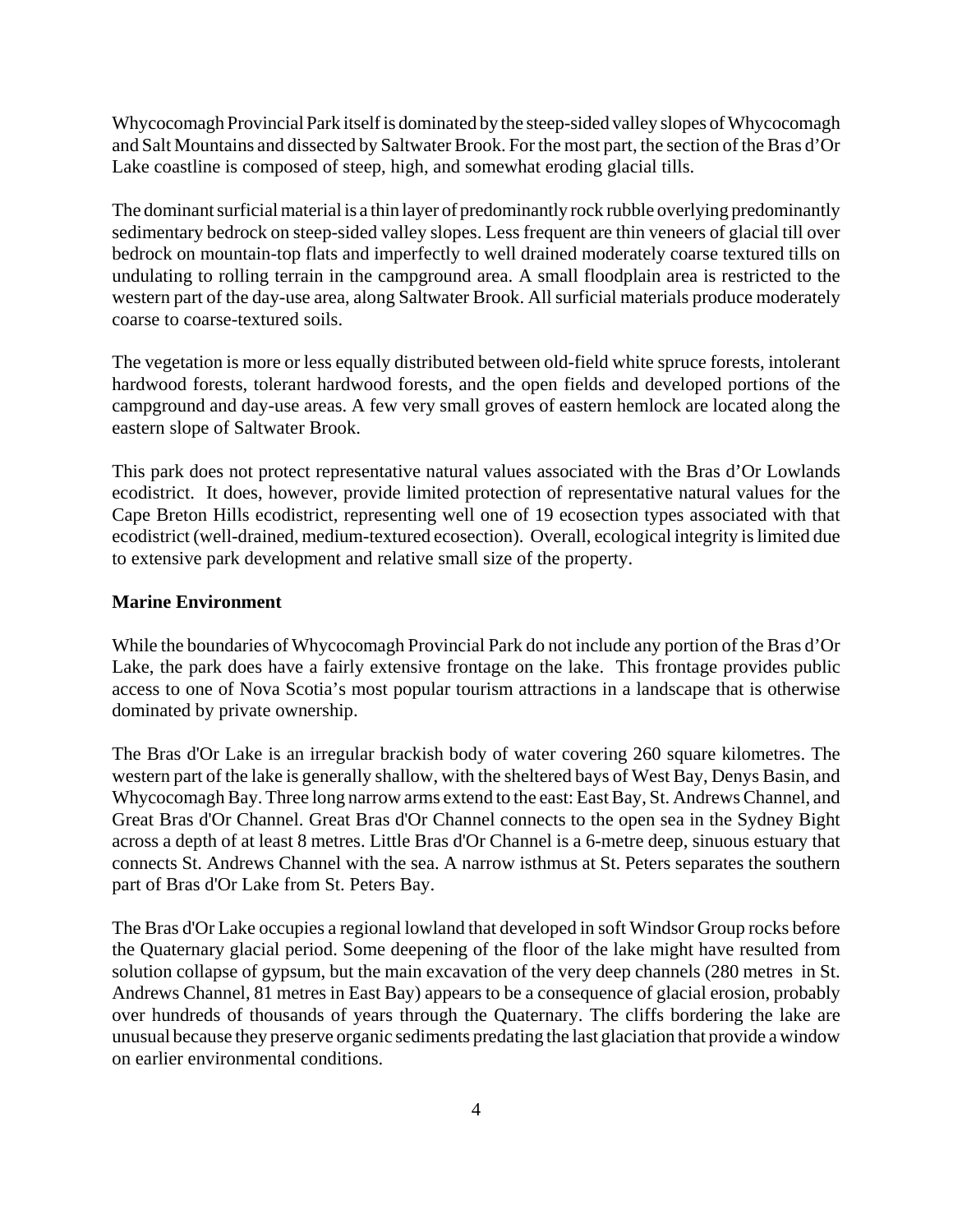Whycocomagh Provincial Park itself is dominated by the steep-sided valley slopes of Whycocomagh and Salt Mountains and dissected by Saltwater Brook. For the most part, the section of the Bras d'Or Lake coastline is composed of steep, high, and somewhat eroding glacial tills.

The dominant surficial material is a thin layer of predominantly rock rubble overlying predominantly sedimentary bedrock on steep-sided valley slopes. Less frequent are thin veneers of glacial till over bedrock on mountain-top flats and imperfectly to well drained moderately coarse textured tills on undulating to rolling terrain in the campground area. A small floodplain area is restricted to the western part of the day-use area, along Saltwater Brook. All surficial materials produce moderately coarse to coarse-textured soils.

The vegetation is more or less equally distributed between old-field white spruce forests, intolerant hardwood forests, tolerant hardwood forests, and the open fields and developed portions of the campground and day-use areas. A few very small groves of eastern hemlock are located along the eastern slope of Saltwater Brook.

This park does not protect representative natural values associated with the Bras d'Or Lowlands ecodistrict. It does, however, provide limited protection of representative natural values for the Cape Breton Hills ecodistrict, representing well one of 19 ecosection types associated with that ecodistrict (well-drained, medium-textured ecosection). Overall, ecological integrity is limited due to extensive park development and relative small size of the property.

**Marine Environment**

While the boundaries of Whycocomagh Provincial Park do not include any portion of the Bras d'Or Lake, the park does have a fairly extensive frontage on the lake. This frontage provides public access to one of Nova Scotia's most popular tourism attractions in a landscape that is otherwise dominated by private ownership.

The Bras d'Or Lake is an irregular brackish body of water covering 260 square kilometres. The western part of the lake is generally shallow, with the sheltered bays of West Bay, Denys Basin, and Whycocomagh Bay. Three long narrow arms extend to the east: East Bay, St. Andrews Channel, and Great Bras d'Or Channel. Great Bras d'Or Channel connects to the open sea in the Sydney Bight across a depth of at least 8 metres. Little Bras d'Or Channel is a 6-metre deep, sinuous estuary that connects St. Andrews Channel with the sea. A narrow isthmus at St. Peters separates the southern part of Bras d'Or Lake from St. Peters Bay.

The Bras d'Or Lake occupies a regional lowland that developed in soft Windsor Group rocks before the Quaternary glacial period. Some deepening of the floor of the lake might have resulted from solution collapse of gypsum, but the main excavation of the very deep channels (280 metres in St. Andrews Channel, 81 metres in East Bay) appears to be a consequence of glacial erosion, probably over hundreds of thousands of years through the Quaternary. The cliffs bordering the lake are unusual because they preserve organic sediments predating the last glaciation that provide a window on earlier environmental conditions.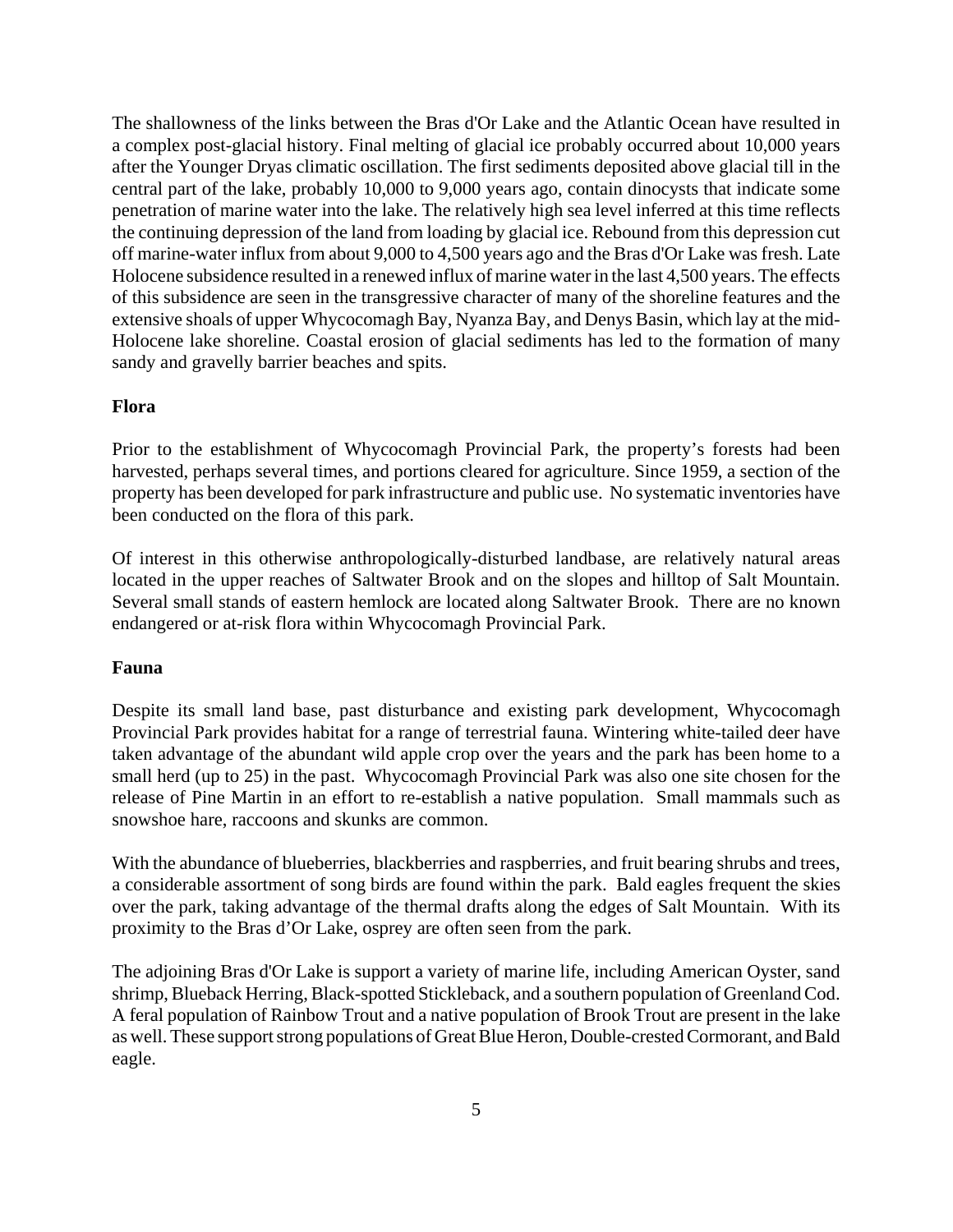The shallowness of the links between the Bras d'Or Lake and the Atlantic Ocean have resulted in a complex post-glacial history. Final melting of glacial ice probably occurred about 10,000 years after the Younger Dryas climatic oscillation. The first sediments deposited above glacial till in the central part of the lake, probably 10,000 to 9,000 years ago, contain dinocysts that indicate some penetration of marine water into the lake. The relatively high sea level inferred at this time reflects the continuing depression of the land from loading by glacial ice. Rebound from this depression cut off marine-water influx from about 9,000 to 4,500 years ago and the Bras d'Or Lake was fresh. Late Holocene subsidence resulted in a renewed influx of marine water in the last 4,500 years. The effects of this subsidence are seen in the transgressive character of many of the shoreline features and the extensive shoals of upper Whycocomagh Bay, Nyanza Bay, and Denys Basin, which lay at the mid-Holocene lake shoreline. Coastal erosion of glacial sediments has led to the formation of many sandy and gravelly barrier beaches and spits.

**Flora**

Prior to the establishment of Whycocomagh Provincial Park, the property's forests had been harvested, perhaps several times, and portions cleared for agriculture. Since 1959, a section of the property has been developed for park infrastructure and public use. No systematic inventories have been conducted on the flora of this park.

Of interest in this otherwise anthropologically-disturbed landbase, are relatively natural areas located in the upper reaches of Saltwater Brook and on the slopes and hilltop of Salt Mountain. Several small stands of eastern hemlock are located along Saltwater Brook. There are no known endangered or at-risk flora within Whycocomagh Provincial Park.

**Fauna**

Despite its small land base, past disturbance and existing park development, Whycocomagh Provincial Park provides habitat for a range of terrestrial fauna. Wintering white-tailed deer have taken advantage of the abundant wild apple crop over the years and the park has been home to a small herd (up to 25) in the past. Whycocomagh Provincial Park was also one site chosen for the release of Pine Martin in an effort to re-establish a native population. Small mammals such as snowshoe hare, raccoons and skunks are common.

With the abundance of blueberries, blackberries and raspberries, and fruit bearing shrubs and trees, a considerable assortment of song birds are found within the park. Bald eagles frequent the skies over the park, taking advantage of the thermal drafts along the edges of Salt Mountain. With its proximity to the Bras d'Or Lake, osprey are often seen from the park.

The adjoining Bras d'Or Lake is support a variety of marine life, including American Oyster, sand shrimp, Blueback Herring, Black-spotted Stickleback, and a southern population of Greenland Cod. A feral population of Rainbow Trout and a native population of Brook Trout are present in the lake as well. These support strong populations of Great Blue Heron, Double-crested Cormorant, and Bald eagle.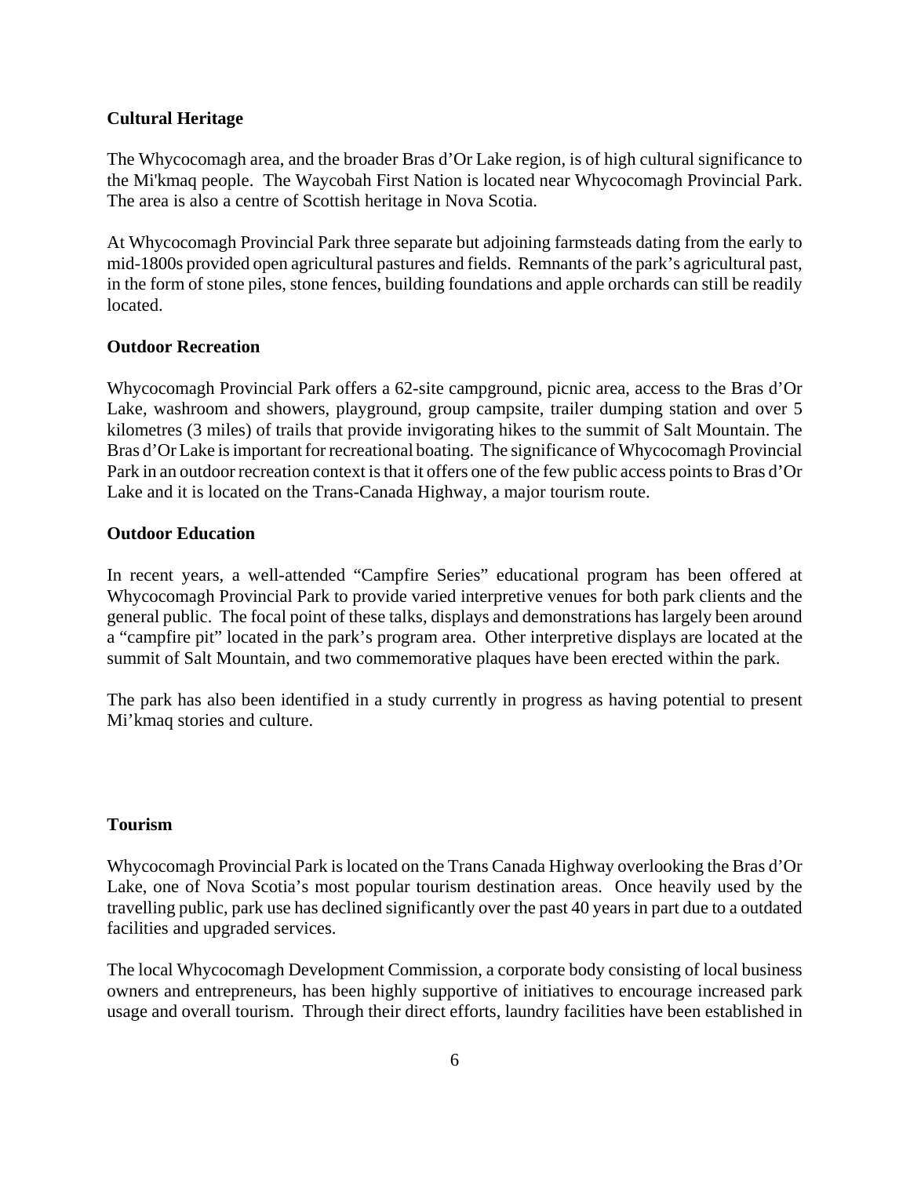## Cultural Heritage

The Whycocomagh area, and the broader Bras d'Or Lake region, is of high cultural significance to the Mi'kmaq people. The Waycobah First Nation is located near Whycocomagh Provincial Park. The area is also a centre of Scottish heritage in Nova Scotia.

At Whycocomagh Provincial Park three separate but adjoining farmsteads dating from the early to mid-1800s provided open agricultural pastures and fields. Remnants of the park's agricultural past, in the form of stone piles, stone fences, building foundations and apple orchards can still be readily located.

## Outdoor Recreation

Whycocomagh Provincial Park offers a 62-site campground, picnic area, access to the Bras d'Or Lake, washroom and showers, playground, group campsite, trailer dumping station and over 5 kilometres (3 miles) of trails that provide invigorating hikes to the summit of Salt Mountain. The Bras d'Or Lake is important for recreational boating. The significance of Whycocomagh Provincial Park in an outdoor recreation context is that it offers one of the few public access points to Bras d'Or Lake and it is located on the Trans-Canada Highway, a major tourism route.

## Outdoor Education

In recent years, a well-attended "Campfire Series" educational program has been offered at Whycocomagh Provincial Park to provide varied interpretive venues for both park clients and the general public. The focal point of these talks, displays and demonstrations has largely been around a "campfire pit" located in the park's program area. Other interpretive displays are located at the summit of Salt Mountain, and two commemorative plaques have been erected within the park.

The park has also been identified in a study currently in progress as having potential to present Mi'kmaq stories and culture.

## Tourism

Whycocomagh Provincial Park is located on the Trans Canada Highway overlooking the Bras d'Or Lake, one of Nova Scotia's most popular tourism destination areas. Once heavily used by the travelling public, park use has declined significantly over the past 40 years in part due to a outdated facilities and upgraded services.

The local Whycocomagh Development Commission, a corporate body consisting of local business owners and entrepreneurs, has been highly supportive of initiatives to encourage increased park usage and overall tourism. Through their direct efforts, laundry facilities have been established in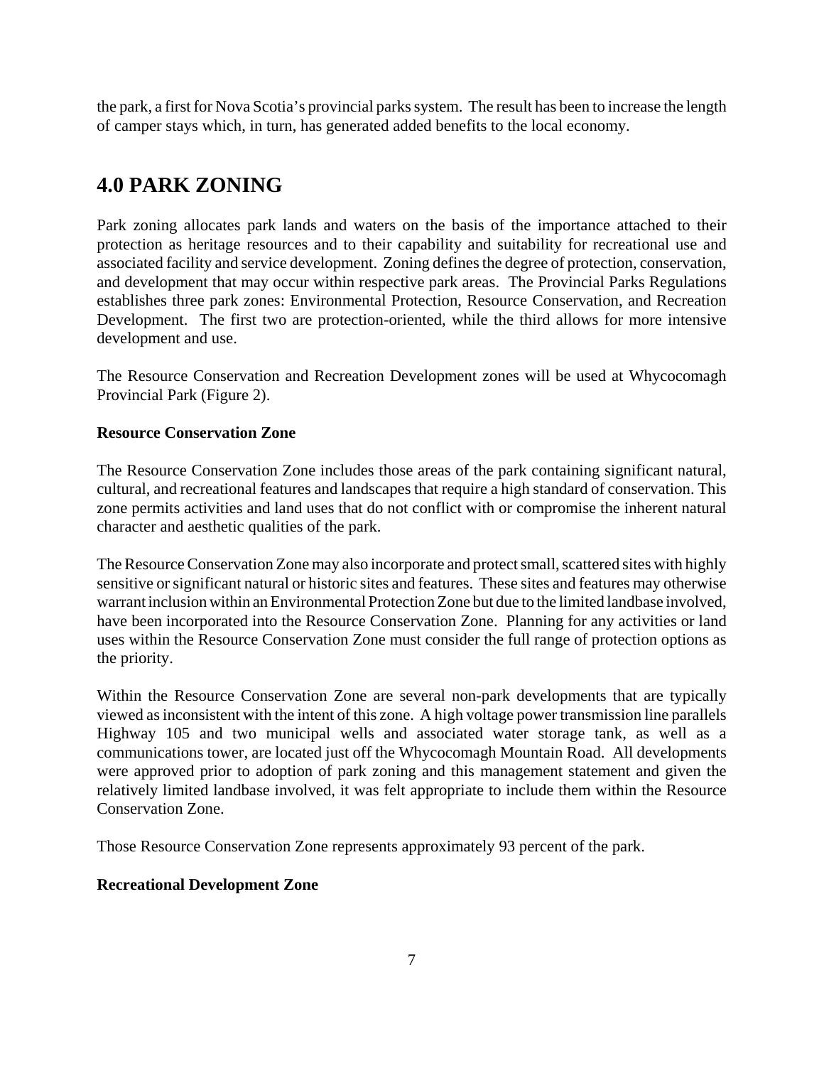the park, a first for Nova Scotia's provincial parks system. The result has been to increase the length of camper stays which, in turn, has generated added benefits to the local economy.

# 4.0 PARK ZONING

Park zoning allocates park lands and waters on the basis of the importance attached to their protection as heritage resources and to their capability and suitability for recreational use and associated facility and service development. Zoning defines the degree of protection, conservation, and development that may occur within respective park areas. The Provincial Parks Regulations establishes three park zones: Environmental Protection, Resource Conservation, and Recreation Development. The first two are protection-oriented, while the third allows for more intensive development and use.

The Resource Conservation and Recreation Development zones will be used at Whycocomagh Provincial Park (Figure 2).

**Resource Conservation Zone**

The Resource Conservation Zone includes those areas of the park containing significant natural, cultural, and recreational features and landscapes that require a high standard of conservation. This zone permits activities and land uses that do not conflict with or compromise the inherent natural character and aesthetic qualities of the park.

The Resource Conservation Zone may also incorporate and protect small, scattered sites with highly sensitive or significant natural or historic sites and features. These sites and features may otherwise warrant inclusion within an Environmental Protection Zone but due to the limited landbase involved, have been incorporated into the Resource Conservation Zone. Planning for any activities or land uses within the Resource Conservation Zone must consider the full range of protection options as the priority.

Within the Resource Conservation Zone are several non-park developments that are typically viewed as inconsistent with the intent of this zone. A high voltage power transmission line parallels Highway 105 and two municipal wells and associated water storage tank, as well as a communications tower, are located just off the Whycocomagh Mountain Road. All developments were approved prior to adoption of park zoning and this management statement and given the relatively limited landbase involved, it was felt appropriate to include them within the Resource Conservation Zone.

Those Resource Conservation Zone represents approximately 93 percent of the park.

**Recreational Development Zone**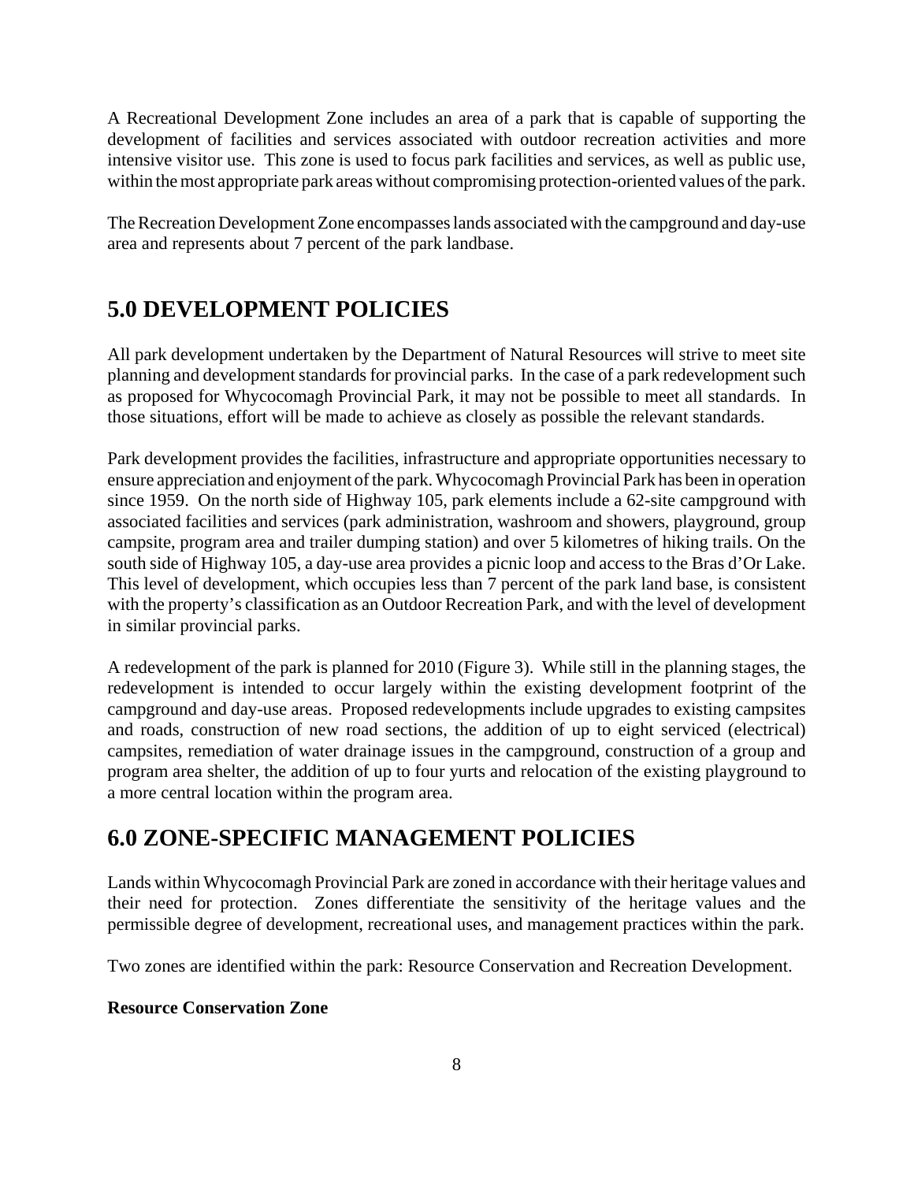A Recreational Development Zone includes an area of a park that is capable of supporting the development of facilities and services associated with outdoor recreation activities and more intensive visitor use. This zone is used to focus park facilities and services, as well as public use, within the most appropriate park areas without compromising protection-oriented values of the park.

The Recreation Development Zone encompasses lands associated with the campground and day-use area and represents about 7 percent of the park landbase.

## 5.0 DEVELOPMENT POLICIES

All park development undertaken by the Department of Natural Resources will strive to meet site planning and development standards for provincial parks. In the case of a park redevelopment such as proposed for Whycocomagh Provincial Park, it may not be possible to meet all standards. In those situations, effort will be made to achieve as closely as possible the relevant standards.

Park development provides the facilities, infrastructure and appropriate opportunities necessary to ensure appreciation and enjoyment of the park. Whycocomagh Provincial Park has been in operation since 1959. On the north side of Highway 105, park elements include a 62-site campground with associated facilities and services (park administration, washroom and showers, playground, group campsite, program area and trailer dumping station) and over 5 kilometres of hiking trails. On the south side of Highway 105, a day-use area provides a picnic loop and access to the Bras d'Or Lake. This level of development, which occupies less than 7 percent of the park land base, is consistent with the property's classification as an Outdoor Recreation Park, and with the level of development in similar provincial parks.

A redevelopment of the park is planned for 2010 (Figure 3). While still in the planning stages, the redevelopment is intended to occur largely within the existing development footprint of the campground and day-use areas. Proposed redevelopments include upgrades to existing campsites and roads, construction of new road sections, the addition of up to eight serviced (electrical) campsites, remediation of water drainage issues in the campground, construction of a group and program area shelter, the addition of up to four yurts and relocation of the existing playground to a more central location within the program area.

## 6.0 ZONE-SPECIFIC MANAGEMENT POLICIES

Lands within Whycocomagh Provincial Park are zoned in accordance with their heritage values and their need for protection. Zones differentiate the sensitivity of the heritage values and the permissible degree of development, recreational uses, and management practices within the park.

Two zones are identified within the park: Resource Conservation and Recreation Development.

**Resource Conservation Zone**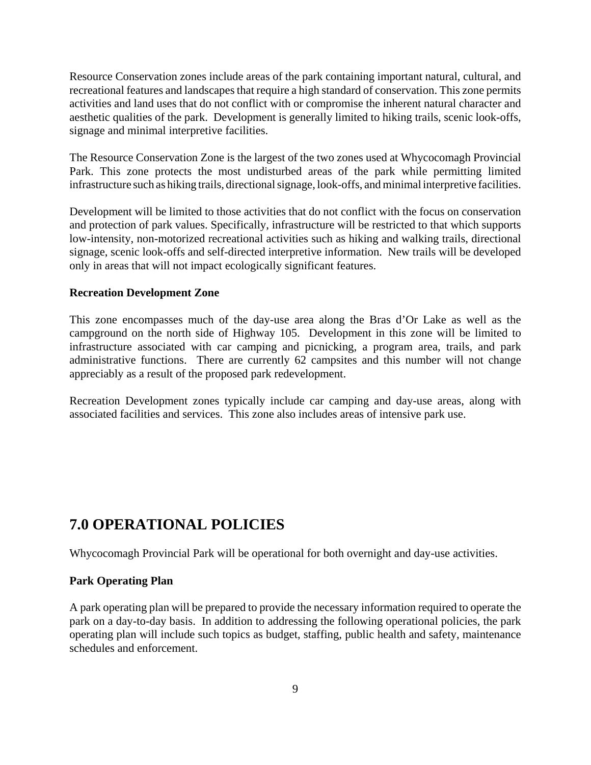Resource Conservation zones include areas of the park containing important natural, cultural, and recreational features and landscapes that require a high standard of conservation. This zone permits activities and land uses that do not conflict with or compromise the inherent natural character and aesthetic qualities of the park. Development is generally limited to hiking trails, scenic look-offs, signage and minimal interpretive facilities.

The Resource Conservation Zone is the largest of the two zones used at Whycocomagh Provincial Park. This zone protects the most undisturbed areas of the park while permitting limited infrastructure such as hiking trails, directional signage, look-offs, and minimal interpretive facilities.

Development will be limited to those activities that do not conflict with the focus on conservation and protection of park values. Specifically, infrastructure will be restricted to that which supports low-intensity, non-motorized recreational activities such as hiking and walking trails, directional signage, scenic look-offs and self-directed interpretive information. New trails will be developed only in areas that will not impact ecologically significant features.

**Recreation Development Zone**

This zone encompasses much of the day-use area along the Bras d'Or Lake as well as the campground on the north side of Highway 105. Development in this zone will be limited to infrastructure associated with car camping and picnicking, a program area, trails, and park administrative functions. There are currently 62 campsites and this number will not change appreciably as a result of the proposed park redevelopment.

Recreation Development zones typically include car camping and day-use areas, along with associated facilities and services. This zone also includes areas of intensive park use.

## 7.0 OPERATIONAL POLICIES

Whycocomagh Provincial Park will be operational for both overnight and day-use activities.

**Park Operating Plan**

A park operating plan will be prepared to provide the necessary information required to operate the park on a day-to-day basis. In addition to addressing the following operational policies, the park operating plan will include such topics as budget, staffing, public health and safety, maintenance schedules and enforcement.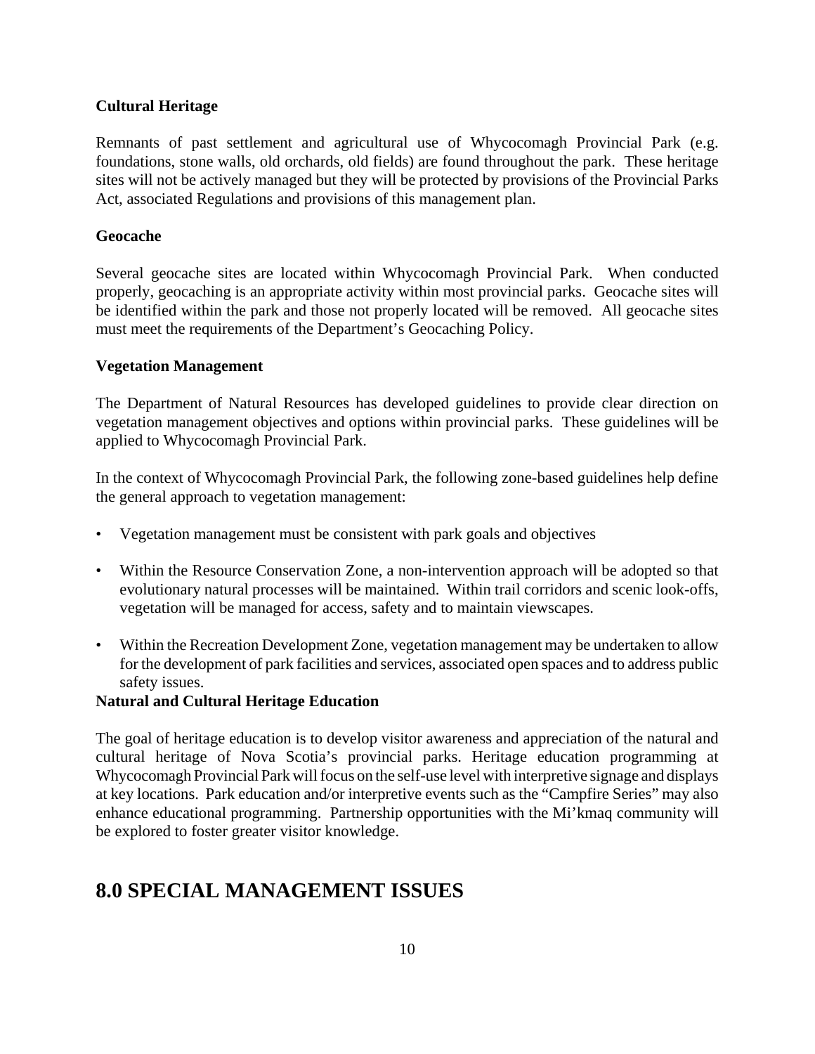### Cultural Heritage

Remnants of past settlement and agricultural use of Whycocomagh Provincial Park (e.g. foundations, stone walls, old orchards, old fields) are found throughout the park. These heritage sites will not be actively managed but they will be protected by provisions of the Provincial Parks Act, associated Regulations and provisions of this management plan.

### Geocache

Several geocache sites are located within Whycocomagh Provincial Park. When conducted properly, geocaching is an appropriate activity within most provincial parks. Geocache sites will be identified within the park and those not properly located will be removed. All geocache sites must meet the requirements of the Department's Geocaching Policy.

### Vegetation Management

The Department of Natural Resources has developed guidelines to provide clear direction on vegetation management objectives and options within provincial parks. These guidelines will be applied to Whycocomagh Provincial Park.

In the context of Whycocomagh Provincial Park, the following zone-based guidelines help define the general approach to vegetation management:

- Vegetation management must be consistent with park goals and objectives
- Within the Resource Conservation Zone, a non-intervention approach will be adopted so that evolutionary natural processes will be maintained. Within trail corridors and scenic look-offs, vegetation will be managed for access, safety and to maintain viewscapes.
- Within the Recreation Development Zone, vegetation management may be undertaken to allow for the development of park facilities and services, associated open spaces and to address public safety issues.

### Natural and Cultural Heritage Education

The goal of heritage education is to develop visitor awareness and appreciation of the natural and cultural heritage of Nova Scotia's provincial parks. Heritage education programming at Whycocomagh Provincial Park will focus on the self-use level with interpretive signage and displays at key locations. Park education and/or interpretive events such as the "Campfire Series" may also enhance educational programming. Partnership opportunities with the Mi'kmaq community will be explored to foster greater visitor knowledge.

# 8.0 SPECIAL MANAGEMENT ISSUES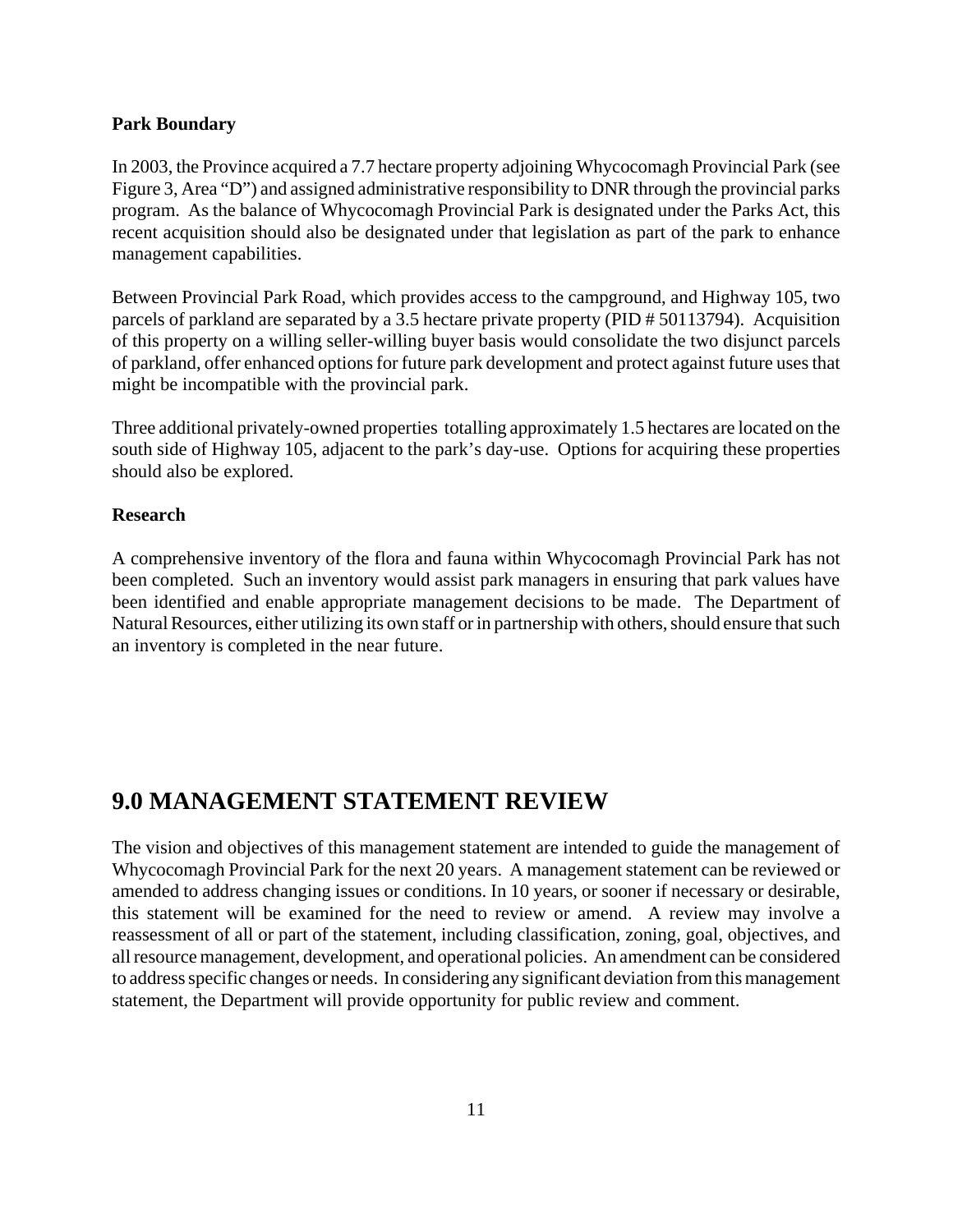**Park Boundary**

In 2003, the Province acquired a 7.7 hectare property adjoining Whycocomagh Provincial Park (see Figure 3, Area "D") and assigned administrative responsibility to DNR through the provincial parks program. As the balance of Whycocomagh Provincial Park is designated under the Parks Act, this recent acquisition should also be designated under that legislation as part of the park to enhance management capabilities.

Between Provincial Park Road, which provides access to the campground, and Highway 105, two parcels of parkland are separated by a 3.5 hectare private property (PID # 50113794). Acquisition of this property on a willing seller-willing buyer basis would consolidate the two disjunct parcels of parkland, offer enhanced options for future park development and protect against future uses that might be incompatible with the provincial park.

Three additional privately-owned properties totalling approximately 1.5 hectares are located on the south side of Highway 105, adjacent to the park's day-use. Options for acquiring these properties should also be explored.

**Research**

A comprehensive inventory of the flora and fauna within Whycocomagh Provincial Park has not been completed. Such an inventory would assist park managers in ensuring that park values have been identified and enable appropriate management decisions to be made. The Department of Natural Resources, either utilizing its own staff or in partnership with others, should ensure that such an inventory is completed in the near future.

## 9.0 MANAGEMENT STATEMENT REVIEW

The vision and objectives of this management statement are intended to guide the management of Whycocomagh Provincial Park for the next 20 years. A management statement can be reviewed or amended to address changing issues or conditions. In 10 years, or sooner if necessary or desirable, this statement will be examined for the need to review or amend. A review may involve a reassessment of all or part of the statement, including classification, zoning, goal, objectives, and all resource management, development, and operational policies. An amendment can be considered to address specific changes or needs. In considering any significant deviation from this management statement, the Department will provide opportunity for public review and comment.